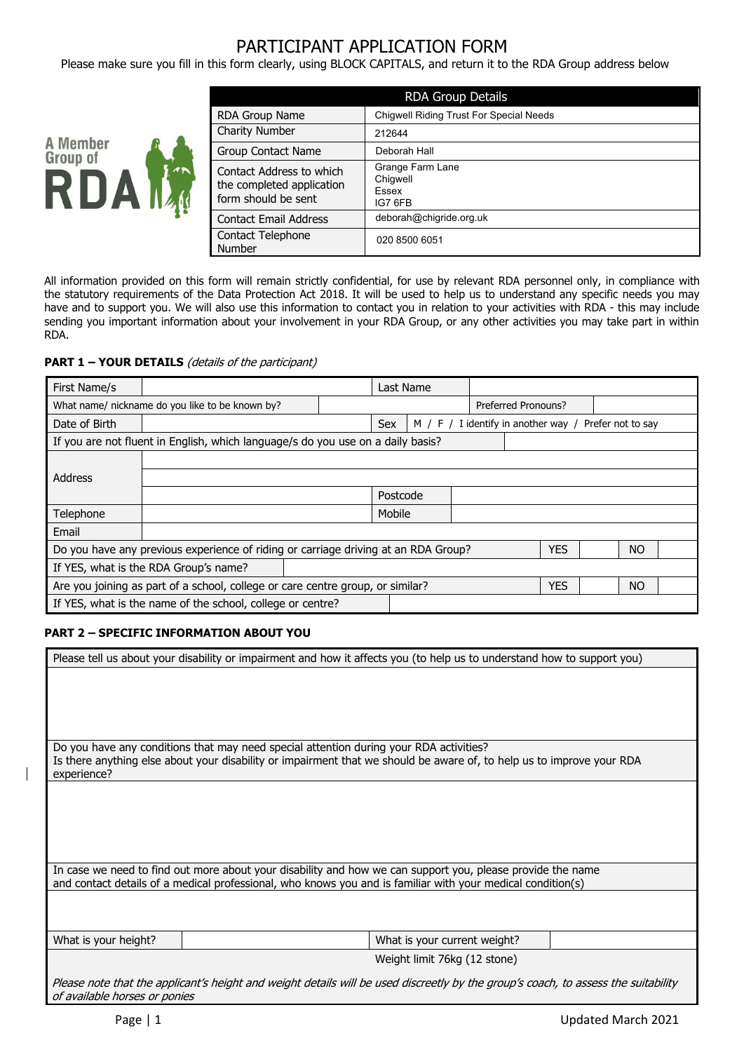# PARTICIPANT APPLICATION FORM

Please make sure you fill in this form clearly, using BLOCK CAPITALS, and return it to the RDA Group address below

A Member Group of RDA

| RDA Group Details | |
|---|---|
| RDA Group Name | Chigwell Riding Trust For Special Needs |
| Charity Number | 212644 |
| Group Contact Name | Deborah Hall |
| Contact Address to which the completed application form should be sent | Grange Farm Lane<br>Chigwell<br>Essex<br>IG7 6FB |
| Contact Email Address | deborah@chigride.org.uk |
| Contact Telephone Number | 020 8500 6051 |

All information provided on this form will remain strictly confidential, for use by relevant RDA personnel only, in compliance with the statutory requirements of the Data Protection Act 2018. It will be used to help us to understand any specific needs you may have and to support you. We will also use this information to contact you in relation to your activities with RDA - this may include sending you important information about your involvement in your RDA Group, or any other activities you may take part in within RDA.

**PART 1 – YOUR DETAILS** *(details of the participant)*

| | | | | | |
|---|---|---|---|---|---|
| First Name/s | | Last Name | | | |
| What name/ nickname do you like to be known by? | | | Preferred Pronouns? | | |
| Date of Birth | | Sex | M / F / I identify in another way / Prefer not to say | | |
| If you are not fluent in English, which language/s do you use on a daily basis? | | | | | |
| Address | | | | | |
| | | | | | |
| | | Postcode | | | |
| Telephone | | Mobile | | | |
| Email | | | | | |
| Do you have any previous experience of riding or carriage driving at an RDA Group? | | YES | | NO | |
| If YES, what is the RDA Group's name? | | | | | |
| Are you joining as part of a school, college or care centre group, or similar? | | YES | | NO | |
| If YES, what is the name of the school, college or centre? | | | | | |

**PART 2 – SPECIFIC INFORMATION ABOUT YOU**

| | | | |
|---|---|---|---|
| Please tell us about your disability or impairment and how it affects you (to help us to understand how to support you) | | | |
| | | | |
| Do you have any conditions that may need special attention during your RDA activities?<br>Is there anything else about your disability or impairment that we should be aware of, to help us to improve your RDA experience? | | | |
| | | | |
| In case we need to find out more about your disability and how we can support you, please provide the name and contact details of a medical professional, who knows you and is familiar with your medical condition(s) | | | |
| | | | |
| What is your height? | | What is your current weight? | |
| | | Weight limit 76kg (12 stone) | |

*Please note that the applicant's height and weight details will be used discreetly by the group's coach, to assess the suitability of available horses or ponies*

Updated March 2021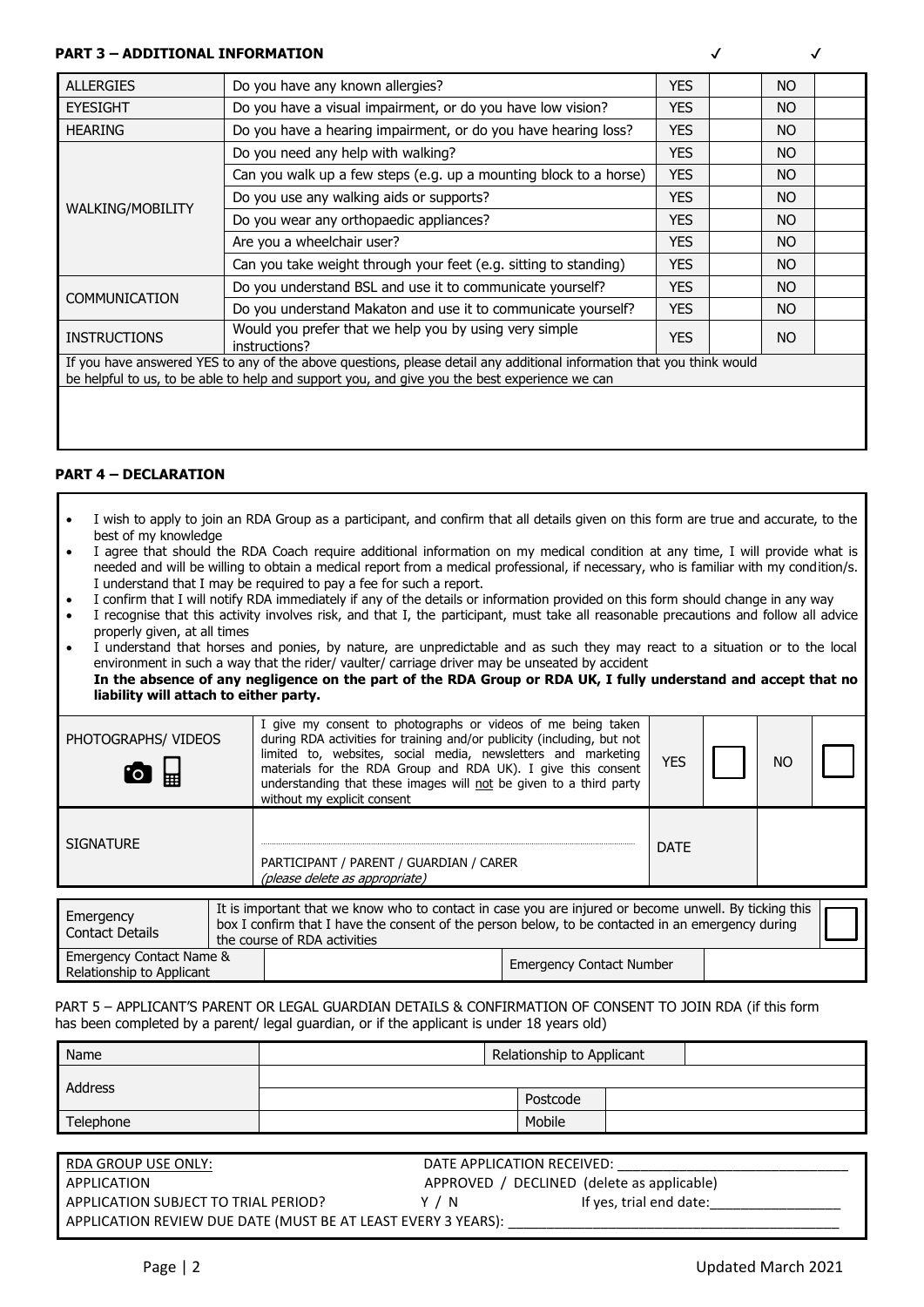**PART 3 – ADDITIONAL INFORMATION**

| | | ✓ | | ✓ | |
|---|---|---|---|---|---|
| ALLERGIES | Do you have any known allergies? | YES | | NO | |
| EYESIGHT | Do you have a visual impairment, or do you have low vision? | YES | | NO | |
| HEARING | Do you have a hearing impairment, or do you have hearing loss? | YES | | NO | |
| WALKING/MOBILITY | Do you need any help with walking? | YES | | NO | |
| | Can you walk up a few steps (e.g. up a mounting block to a horse) | YES | | NO | |
| | Do you use any walking aids or supports? | YES | | NO | |
| | Do you wear any orthopaedic appliances? | YES | | NO | |
| | Are you a wheelchair user? | YES | | NO | |
| | Can you take weight through your feet (e.g. sitting to standing) | YES | | NO | |
| COMMUNICATION | Do you understand BSL and use it to communicate yourself? | YES | | NO | |
| | Do you understand Makaton and use it to communicate yourself? | YES | | NO | |
| INSTRUCTIONS | Would you prefer that we help you by using very simple instructions? | YES | | NO | |

If you have answered YES to any of the above questions, please detail any additional information that you think would be helpful to us, to be able to help and support you, and give you the best experience we can

**PART 4 – DECLARATION**

- I wish to apply to join an RDA Group as a participant, and confirm that all details given on this form are true and accurate, to the best of my knowledge
- I agree that should the RDA Coach require additional information on my medical condition at any time, I will provide what is needed and will be willing to obtain a medical report from a medical professional, if necessary, who is familiar with my condition/s. I understand that I may be required to pay a fee for such a report.
- I confirm that I will notify RDA immediately if any of the details or information provided on this form should change in any way
- I recognise that this activity involves risk, and that I, the participant, must take all reasonable precautions and follow all advice properly given, at all times
- I understand that horses and ponies, by nature, are unpredictable and as such they may react to a situation or to the local environment in such a way that the rider/ vaulter/ carriage driver may be unseated by accident

**In the absence of any negligence on the part of the RDA Group or RDA UK, I fully understand and accept that no liability will attach to either party.**

| | | | | | |
|---|---|---|---|---|---|
| PHOTOGRAPHS/ VIDEOS | I give my consent to photographs or videos of me being taken during RDA activities for training and/or publicity (including, but not limited to, websites, social media, newsletters and marketing materials for the RDA Group and RDA UK). I give this consent understanding that these images will not be given to a third party without my explicit consent | YES | ☐ | NO | ☐ |
| SIGNATURE | PARTICIPANT / PARENT / GUARDIAN / CARER *(please delete as appropriate)* | DATE | | | |

| | | | |
|---|---|---|---|
| Emergency Contact Details | It is important that we know who to contact in case you are injured or become unwell. By ticking this box I confirm that I have the consent of the person below, to be contacted in an emergency during the course of RDA activities | | ☐ |
| Emergency Contact Name & Relationship to Applicant | | Emergency Contact Number | |

PART 5 – APPLICANT'S PARENT OR LEGAL GUARDIAN DETAILS & CONFIRMATION OF CONSENT TO JOIN RDA (if this form has been completed by a parent/ legal guardian, or if the applicant is under 18 years old)

| | | | |
|---|---|---|---|
| Name | | Relationship to Applicant | |
| Address | | | |
| | | Postcode | |
| Telephone | | Mobile | |

RDA GROUP USE ONLY: DATE APPLICATION RECEIVED: ______________________________

APPLICATION APPROVED / DECLINED (delete as applicable)

APPLICATION SUBJECT TO TRIAL PERIOD? Y / N If yes, trial end date:__________________

APPLICATION REVIEW DUE DATE (MUST BE AT LEAST EVERY 3 YEARS): ______________________________

Updated March 2021